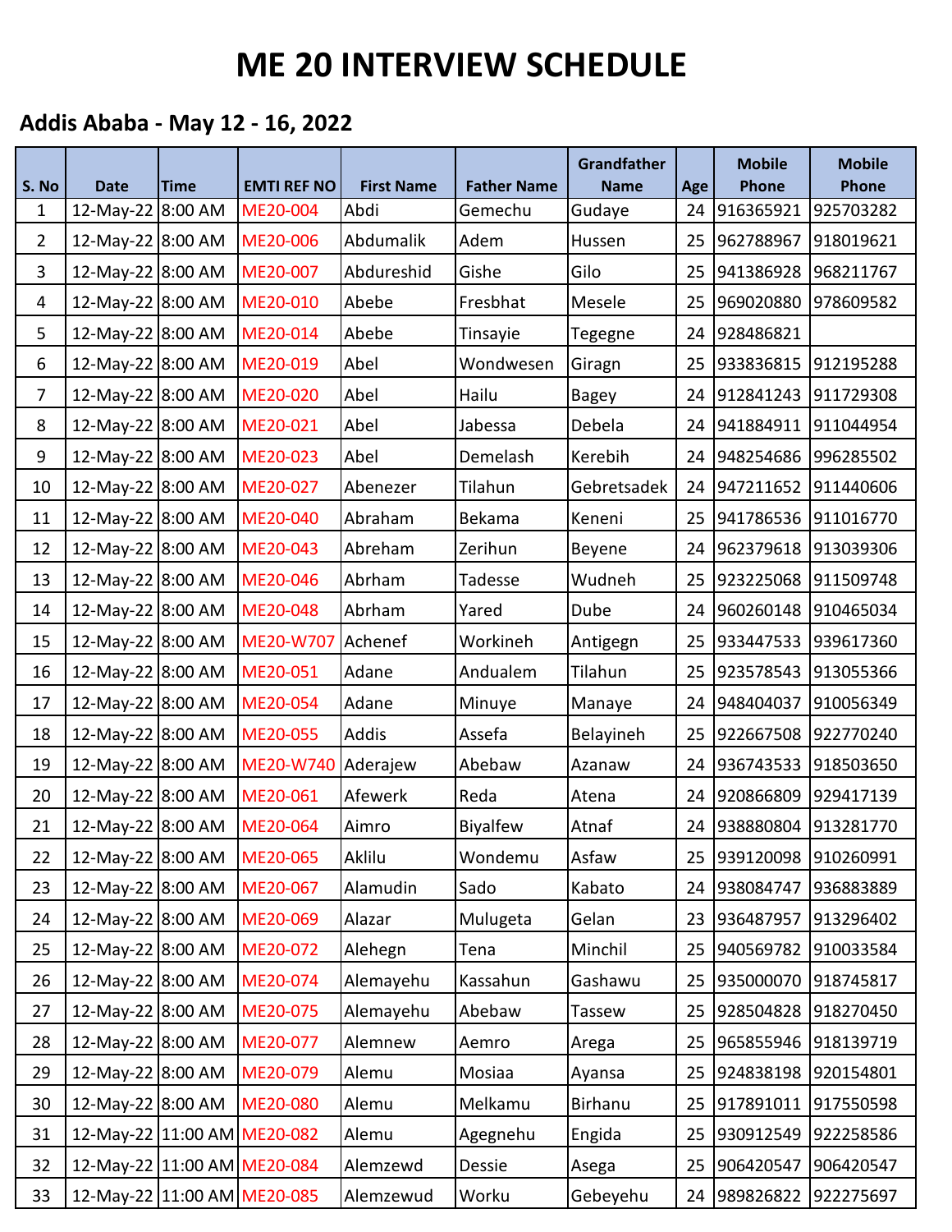# ME 20 INTERVIEW SCHEDULE

## Addis Ababa - May 12 - 16, 2022

| S. No | Date | Time | EMTI REF NO | First Name | Father Name | Grandfather Name | Age | Mobile Phone | Mobile Phone |
|---|---|---|---|---|---|---|---|---|---|
| 1 | 12-May-22 | 8:00 AM | ME20-004 | Abdi | Gemechu | Gudaye | 24 | 916365921 | 925703282 |
| 2 | 12-May-22 | 8:00 AM | ME20-006 | Abdumalik | Adem | Hussen | 25 | 962788967 | 918019621 |
| 3 | 12-May-22 | 8:00 AM | ME20-007 | Abdureshid | Gishe | Gilo | 25 | 941386928 | 968211767 |
| 4 | 12-May-22 | 8:00 AM | ME20-010 | Abebe | Fresbhat | Mesele | 25 | 969020880 | 978609582 |
| 5 | 12-May-22 | 8:00 AM | ME20-014 | Abebe | Tinsayie | Tegegne | 24 | 928486821 | |
| 6 | 12-May-22 | 8:00 AM | ME20-019 | Abel | Wondwesen | Giragn | 25 | 933836815 | 912195288 |
| 7 | 12-May-22 | 8:00 AM | ME20-020 | Abel | Hailu | Bagey | 24 | 912841243 | 911729308 |
| 8 | 12-May-22 | 8:00 AM | ME20-021 | Abel | Jabessa | Debela | 24 | 941884911 | 911044954 |
| 9 | 12-May-22 | 8:00 AM | ME20-023 | Abel | Demelash | Kerebih | 24 | 948254686 | 996285502 |
| 10 | 12-May-22 | 8:00 AM | ME20-027 | Abenezer | Tilahun | Gebretsadek | 24 | 947211652 | 911440606 |
| 11 | 12-May-22 | 8:00 AM | ME20-040 | Abraham | Bekama | Keneni | 25 | 941786536 | 911016770 |
| 12 | 12-May-22 | 8:00 AM | ME20-043 | Abreham | Zerihun | Beyene | 24 | 962379618 | 913039306 |
| 13 | 12-May-22 | 8:00 AM | ME20-046 | Abrham | Tadesse | Wudneh | 25 | 923225068 | 911509748 |
| 14 | 12-May-22 | 8:00 AM | ME20-048 | Abrham | Yared | Dube | 24 | 960260148 | 910465034 |
| 15 | 12-May-22 | 8:00 AM | ME20-W707 | Achenef | Workineh | Antigegn | 25 | 933447533 | 939617360 |
| 16 | 12-May-22 | 8:00 AM | ME20-051 | Adane | Andualem | Tilahun | 25 | 923578543 | 913055366 |
| 17 | 12-May-22 | 8:00 AM | ME20-054 | Adane | Minuye | Manaye | 24 | 948404037 | 910056349 |
| 18 | 12-May-22 | 8:00 AM | ME20-055 | Addis | Assefa | Belayineh | 25 | 922667508 | 922770240 |
| 19 | 12-May-22 | 8:00 AM | ME20-W740 | Aderajew | Abebaw | Azanaw | 24 | 936743533 | 918503650 |
| 20 | 12-May-22 | 8:00 AM | ME20-061 | Afewerk | Reda | Atena | 24 | 920866809 | 929417139 |
| 21 | 12-May-22 | 8:00 AM | ME20-064 | Aimro | Biyalfew | Atnaf | 24 | 938880804 | 913281770 |
| 22 | 12-May-22 | 8:00 AM | ME20-065 | Aklilu | Wondemu | Asfaw | 25 | 939120098 | 910260991 |
| 23 | 12-May-22 | 8:00 AM | ME20-067 | Alamudin | Sado | Kabato | 24 | 938084747 | 936883889 |
| 24 | 12-May-22 | 8:00 AM | ME20-069 | Alazar | Mulugeta | Gelan | 23 | 936487957 | 913296402 |
| 25 | 12-May-22 | 8:00 AM | ME20-072 | Alehegn | Tena | Minchil | 25 | 940569782 | 910033584 |
| 26 | 12-May-22 | 8:00 AM | ME20-074 | Alemayehu | Kassahun | Gashawu | 25 | 935000070 | 918745817 |
| 27 | 12-May-22 | 8:00 AM | ME20-075 | Alemayehu | Abebaw | Tassew | 25 | 928504828 | 918270450 |
| 28 | 12-May-22 | 8:00 AM | ME20-077 | Alemnew | Aemro | Arega | 25 | 965855946 | 918139719 |
| 29 | 12-May-22 | 8:00 AM | ME20-079 | Alemu | Mosiaa | Ayansa | 25 | 924838198 | 920154801 |
| 30 | 12-May-22 | 8:00 AM | ME20-080 | Alemu | Melkamu | Birhanu | 25 | 917891011 | 917550598 |
| 31 | 12-May-22 | 11:00 AM | ME20-082 | Alemu | Agegnehu | Engida | 25 | 930912549 | 922258586 |
| 32 | 12-May-22 | 11:00 AM | ME20-084 | Alemzewd | Dessie | Asega | 25 | 906420547 | 906420547 |
| 33 | 12-May-22 | 11:00 AM | ME20-085 | Alemzewud | Worku | Gebeyehu | 24 | 989826822 | 922275697 |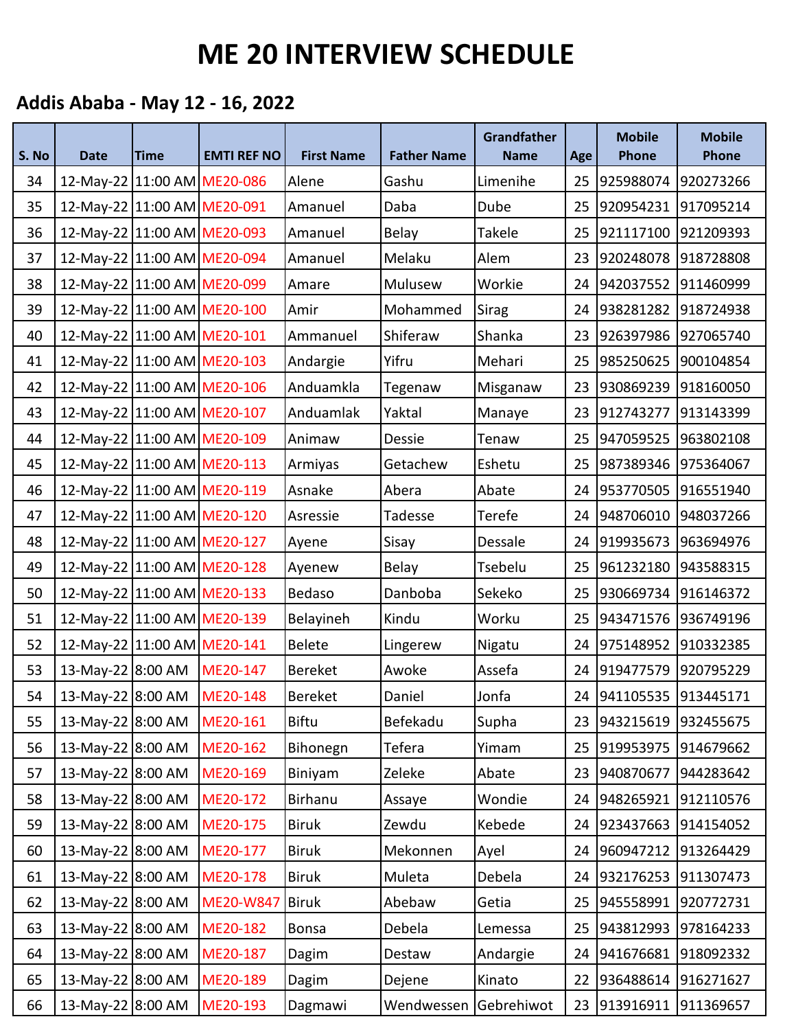# ME 20 INTERVIEW SCHEDULE

## Addis Ababa - May 12 - 16, 2022

| S. No | Date | Time | EMTI REF NO | First Name | Father Name | Grandfather Name | Age | Mobile Phone | Mobile Phone |
|---|---|---|---|---|---|---|---|---|---|
| 34 | 12-May-22 | 11:00 AM | ME20-086 | Alene | Gashu | Limenihe | 25 | 925988074 | 920273266 |
| 35 | 12-May-22 | 11:00 AM | ME20-091 | Amanuel | Daba | Dube | 25 | 920954231 | 917095214 |
| 36 | 12-May-22 | 11:00 AM | ME20-093 | Amanuel | Belay | Takele | 25 | 921117100 | 921209393 |
| 37 | 12-May-22 | 11:00 AM | ME20-094 | Amanuel | Melaku | Alem | 23 | 920248078 | 918728808 |
| 38 | 12-May-22 | 11:00 AM | ME20-099 | Amare | Mulusew | Workie | 24 | 942037552 | 911460999 |
| 39 | 12-May-22 | 11:00 AM | ME20-100 | Amir | Mohammed | Sirag | 24 | 938281282 | 918724938 |
| 40 | 12-May-22 | 11:00 AM | ME20-101 | Ammanuel | Shiferaw | Shanka | 23 | 926397986 | 927065740 |
| 41 | 12-May-22 | 11:00 AM | ME20-103 | Andargie | Yifru | Mehari | 25 | 985250625 | 900104854 |
| 42 | 12-May-22 | 11:00 AM | ME20-106 | Anduamkla | Tegenaw | Misganaw | 23 | 930869239 | 918160050 |
| 43 | 12-May-22 | 11:00 AM | ME20-107 | Anduamlak | Yaktal | Manaye | 23 | 912743277 | 913143399 |
| 44 | 12-May-22 | 11:00 AM | ME20-109 | Animaw | Dessie | Tenaw | 25 | 947059525 | 963802108 |
| 45 | 12-May-22 | 11:00 AM | ME20-113 | Armiyas | Getachew | Eshetu | 25 | 987389346 | 975364067 |
| 46 | 12-May-22 | 11:00 AM | ME20-119 | Asnake | Abera | Abate | 24 | 953770505 | 916551940 |
| 47 | 12-May-22 | 11:00 AM | ME20-120 | Asressie | Tadesse | Terefe | 24 | 948706010 | 948037266 |
| 48 | 12-May-22 | 11:00 AM | ME20-127 | Ayene | Sisay | Dessale | 24 | 919935673 | 963694976 |
| 49 | 12-May-22 | 11:00 AM | ME20-128 | Ayenew | Belay | Tsebelu | 25 | 961232180 | 943588315 |
| 50 | 12-May-22 | 11:00 AM | ME20-133 | Bedaso | Danboba | Sekeko | 25 | 930669734 | 916146372 |
| 51 | 12-May-22 | 11:00 AM | ME20-139 | Belayineh | Kindu | Worku | 25 | 943471576 | 936749196 |
| 52 | 12-May-22 | 11:00 AM | ME20-141 | Belete | Lingerew | Nigatu | 24 | 975148952 | 910332385 |
| 53 | 13-May-22 | 8:00 AM | ME20-147 | Bereket | Awoke | Assefa | 24 | 919477579 | 920795229 |
| 54 | 13-May-22 | 8:00 AM | ME20-148 | Bereket | Daniel | Jonfa | 24 | 941105535 | 913445171 |
| 55 | 13-May-22 | 8:00 AM | ME20-161 | Biftu | Befekadu | Supha | 23 | 943215619 | 932455675 |
| 56 | 13-May-22 | 8:00 AM | ME20-162 | Bihonegn | Tefera | Yimam | 25 | 919953975 | 914679662 |
| 57 | 13-May-22 | 8:00 AM | ME20-169 | Biniyam | Zeleke | Abate | 23 | 940870677 | 944283642 |
| 58 | 13-May-22 | 8:00 AM | ME20-172 | Birhanu | Assaye | Wondie | 24 | 948265921 | 912110576 |
| 59 | 13-May-22 | 8:00 AM | ME20-175 | Biruk | Zewdu | Kebede | 24 | 923437663 | 914154052 |
| 60 | 13-May-22 | 8:00 AM | ME20-177 | Biruk | Mekonnen | Ayel | 24 | 960947212 | 913264429 |
| 61 | 13-May-22 | 8:00 AM | ME20-178 | Biruk | Muleta | Debela | 24 | 932176253 | 911307473 |
| 62 | 13-May-22 | 8:00 AM | ME20-W847 | Biruk | Abebaw | Getia | 25 | 945558991 | 920772731 |
| 63 | 13-May-22 | 8:00 AM | ME20-182 | Bonsa | Debela | Lemessa | 25 | 943812993 | 978164233 |
| 64 | 13-May-22 | 8:00 AM | ME20-187 | Dagim | Destaw | Andargie | 24 | 941676681 | 918092332 |
| 65 | 13-May-22 | 8:00 AM | ME20-189 | Dagim | Dejene | Kinato | 22 | 936488614 | 916271627 |
| 66 | 13-May-22 | 8:00 AM | ME20-193 | Dagmawi | Wendwessen | Gebrehiwot | 23 | 913916911 | 911369657 |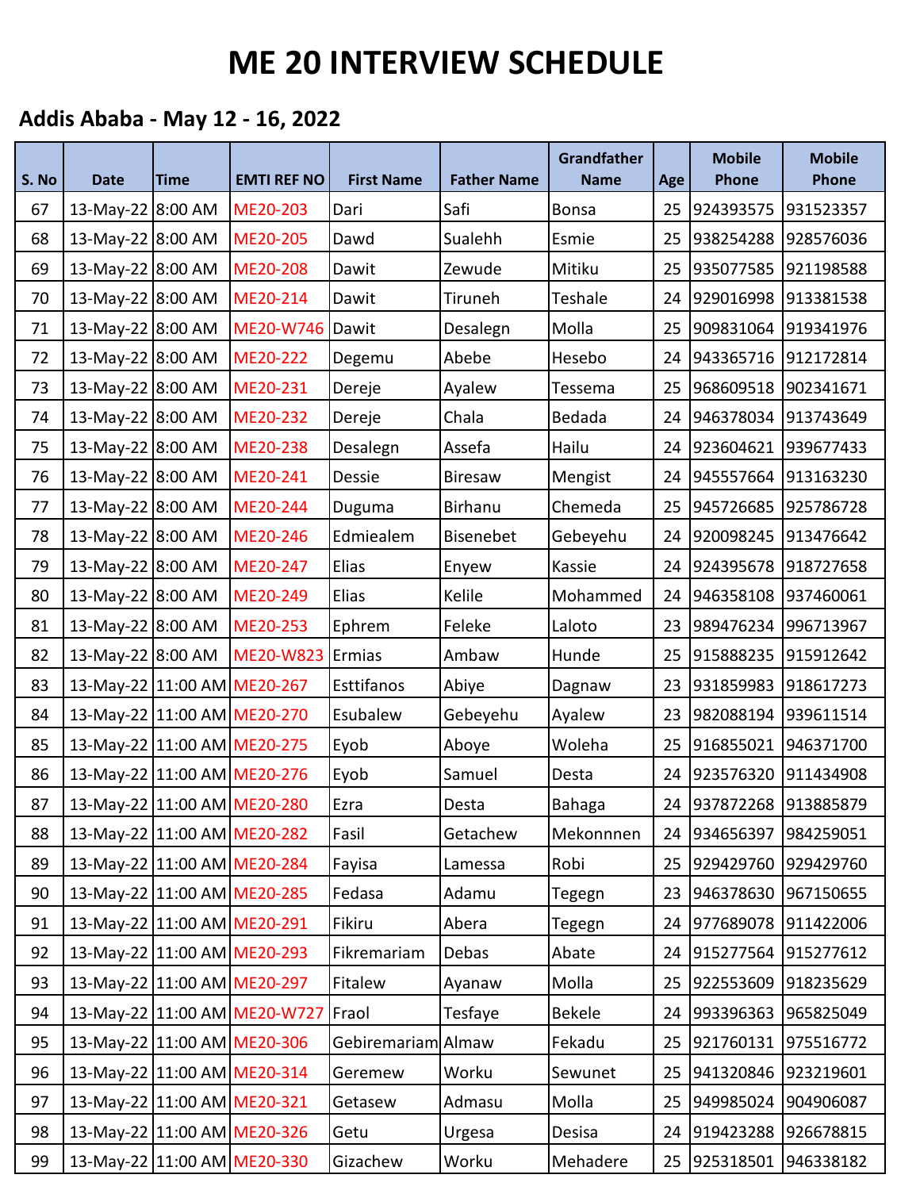# ME 20 INTERVIEW SCHEDULE

## Addis Ababa - May 12 - 16, 2022

| S. No | Date | Time | EMTI REF NO | First Name | Father Name | Grandfather Name | Age | Mobile Phone | Mobile Phone |
|---|---|---|---|---|---|---|---|---|---|
| 67 | 13-May-22 | 8:00 AM | ME20-203 | Dari | Safi | Bonsa | 25 | 924393575 | 931523357 |
| 68 | 13-May-22 | 8:00 AM | ME20-205 | Dawd | Sualehh | Esmie | 25 | 938254288 | 928576036 |
| 69 | 13-May-22 | 8:00 AM | ME20-208 | Dawit | Zewude | Mitiku | 25 | 935077585 | 921198588 |
| 70 | 13-May-22 | 8:00 AM | ME20-214 | Dawit | Tiruneh | Teshale | 24 | 929016998 | 913381538 |
| 71 | 13-May-22 | 8:00 AM | ME20-W746 | Dawit | Desalegn | Molla | 25 | 909831064 | 919341976 |
| 72 | 13-May-22 | 8:00 AM | ME20-222 | Degemu | Abebe | Hesebo | 24 | 943365716 | 912172814 |
| 73 | 13-May-22 | 8:00 AM | ME20-231 | Dereje | Ayalew | Tessema | 25 | 968609518 | 902341671 |
| 74 | 13-May-22 | 8:00 AM | ME20-232 | Dereje | Chala | Bedada | 24 | 946378034 | 913743649 |
| 75 | 13-May-22 | 8:00 AM | ME20-238 | Desalegn | Assefa | Hailu | 24 | 923604621 | 939677433 |
| 76 | 13-May-22 | 8:00 AM | ME20-241 | Dessie | Biresaw | Mengist | 24 | 945557664 | 913163230 |
| 77 | 13-May-22 | 8:00 AM | ME20-244 | Duguma | Birhanu | Chemeda | 25 | 945726685 | 925786728 |
| 78 | 13-May-22 | 8:00 AM | ME20-246 | Edmiealem | Bisenebet | Gebeyehu | 24 | 920098245 | 913476642 |
| 79 | 13-May-22 | 8:00 AM | ME20-247 | Elias | Enyew | Kassie | 24 | 924395678 | 918727658 |
| 80 | 13-May-22 | 8:00 AM | ME20-249 | Elias | Kelile | Mohammed | 24 | 946358108 | 937460061 |
| 81 | 13-May-22 | 8:00 AM | ME20-253 | Ephrem | Feleke | Laloto | 23 | 989476234 | 996713967 |
| 82 | 13-May-22 | 8:00 AM | ME20-W823 | Ermias | Ambaw | Hunde | 25 | 915888235 | 915912642 |
| 83 | 13-May-22 | 11:00 AM | ME20-267 | Esttifanos | Abiye | Dagnaw | 23 | 931859983 | 918617273 |
| 84 | 13-May-22 | 11:00 AM | ME20-270 | Esubalew | Gebeyehu | Ayalew | 23 | 982088194 | 939611514 |
| 85 | 13-May-22 | 11:00 AM | ME20-275 | Eyob | Aboye | Woleha | 25 | 916855021 | 946371700 |
| 86 | 13-May-22 | 11:00 AM | ME20-276 | Eyob | Samuel | Desta | 24 | 923576320 | 911434908 |
| 87 | 13-May-22 | 11:00 AM | ME20-280 | Ezra | Desta | Bahaga | 24 | 937872268 | 913885879 |
| 88 | 13-May-22 | 11:00 AM | ME20-282 | Fasil | Getachew | Mekonnnen | 24 | 934656397 | 984259051 |
| 89 | 13-May-22 | 11:00 AM | ME20-284 | Fayisa | Lamessa | Robi | 25 | 929429760 | 929429760 |
| 90 | 13-May-22 | 11:00 AM | ME20-285 | Fedasa | Adamu | Tegegn | 23 | 946378630 | 967150655 |
| 91 | 13-May-22 | 11:00 AM | ME20-291 | Fikiru | Abera | Tegegn | 24 | 977689078 | 911422006 |
| 92 | 13-May-22 | 11:00 AM | ME20-293 | Fikremariam | Debas | Abate | 24 | 915277564 | 915277612 |
| 93 | 13-May-22 | 11:00 AM | ME20-297 | Fitalew | Ayanaw | Molla | 25 | 922553609 | 918235629 |
| 94 | 13-May-22 | 11:00 AM | ME20-W727 | Fraol | Tesfaye | Bekele | 24 | 993396363 | 965825049 |
| 95 | 13-May-22 | 11:00 AM | ME20-306 | Gebiremariam | Almaw | Fekadu | 25 | 921760131 | 975516772 |
| 96 | 13-May-22 | 11:00 AM | ME20-314 | Geremew | Worku | Sewunet | 25 | 941320846 | 923219601 |
| 97 | 13-May-22 | 11:00 AM | ME20-321 | Getasew | Admasu | Molla | 25 | 949985024 | 904906087 |
| 98 | 13-May-22 | 11:00 AM | ME20-326 | Getu | Urgesa | Desisa | 24 | 919423288 | 926678815 |
| 99 | 13-May-22 | 11:00 AM | ME20-330 | Gizachew | Worku | Mehadere | 25 | 925318501 | 946338182 |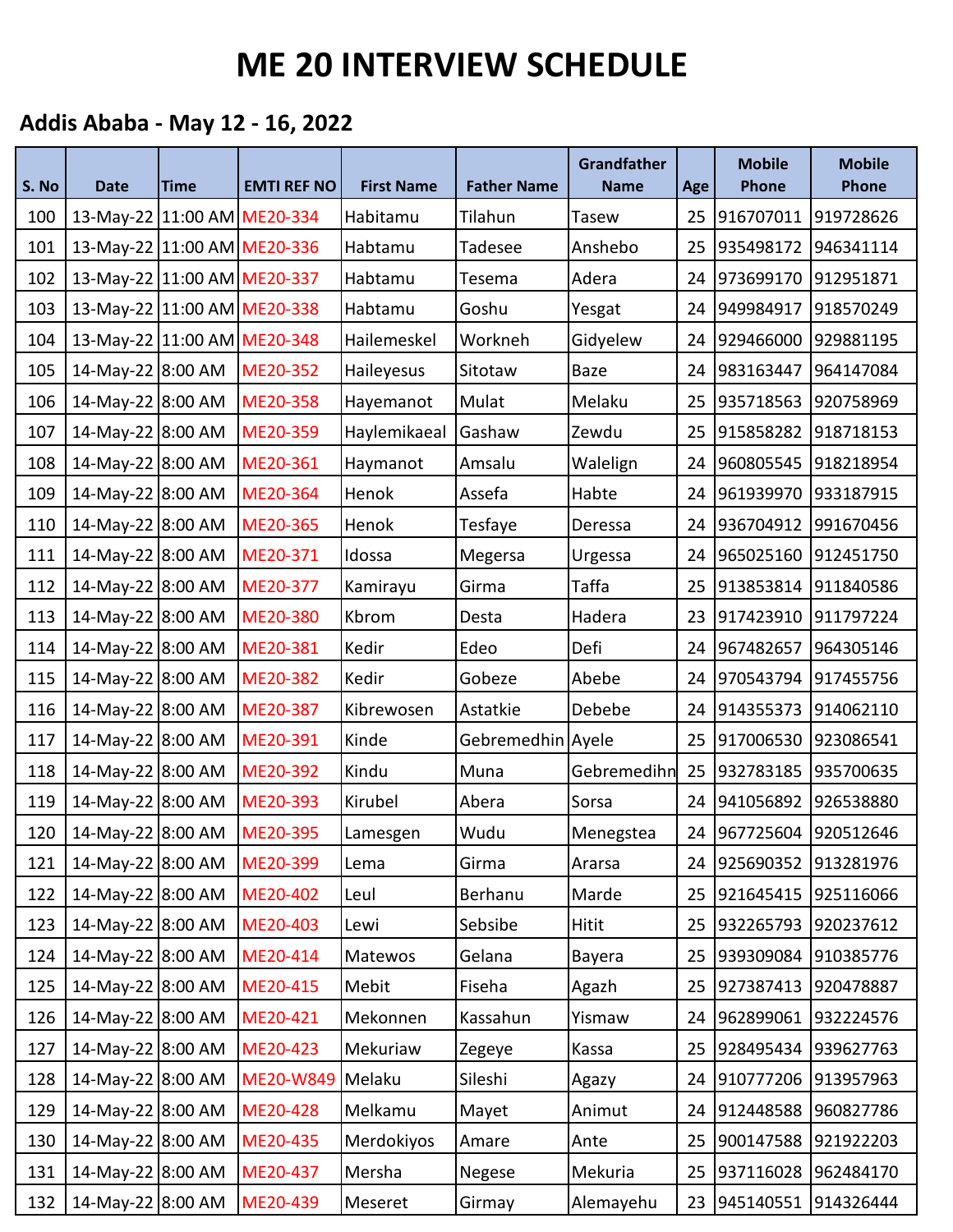# ME 20 INTERVIEW SCHEDULE

## Addis Ababa - May 12 - 16, 2022

| S. No | Date | Time | EMTI REF NO | First Name | Father Name | Grandfather Name | Age | Mobile Phone | Mobile Phone |
|---|---|---|---|---|---|---|---|---|---|
| 100 | 13-May-22 | 11:00 AM | ME20-334 | Habitamu | Tilahun | Tasew | 25 | 916707011 | 919728626 |
| 101 | 13-May-22 | 11:00 AM | ME20-336 | Habtamu | Tadesee | Anshebo | 25 | 935498172 | 946341114 |
| 102 | 13-May-22 | 11:00 AM | ME20-337 | Habtamu | Tesema | Adera | 24 | 973699170 | 912951871 |
| 103 | 13-May-22 | 11:00 AM | ME20-338 | Habtamu | Goshu | Yesgat | 24 | 949984917 | 918570249 |
| 104 | 13-May-22 | 11:00 AM | ME20-348 | Hailemeskel | Workneh | Gidyelew | 24 | 929466000 | 929881195 |
| 105 | 14-May-22 | 8:00 AM | ME20-352 | Haileyesus | Sitotaw | Baze | 24 | 983163447 | 964147084 |
| 106 | 14-May-22 | 8:00 AM | ME20-358 | Hayemanot | Mulat | Melaku | 25 | 935718563 | 920758969 |
| 107 | 14-May-22 | 8:00 AM | ME20-359 | Haylemikaeal | Gashaw | Zewdu | 25 | 915858282 | 918718153 |
| 108 | 14-May-22 | 8:00 AM | ME20-361 | Haymanot | Amsalu | Walelign | 24 | 960805545 | 918218954 |
| 109 | 14-May-22 | 8:00 AM | ME20-364 | Henok | Assefa | Habte | 24 | 961939970 | 933187915 |
| 110 | 14-May-22 | 8:00 AM | ME20-365 | Henok | Tesfaye | Deressa | 24 | 936704912 | 991670456 |
| 111 | 14-May-22 | 8:00 AM | ME20-371 | Idossa | Megersa | Urgessa | 24 | 965025160 | 912451750 |
| 112 | 14-May-22 | 8:00 AM | ME20-377 | Kamirayu | Girma | Taffa | 25 | 913853814 | 911840586 |
| 113 | 14-May-22 | 8:00 AM | ME20-380 | Kbrom | Desta | Hadera | 23 | 917423910 | 911797224 |
| 114 | 14-May-22 | 8:00 AM | ME20-381 | Kedir | Edeo | Defi | 24 | 967482657 | 964305146 |
| 115 | 14-May-22 | 8:00 AM | ME20-382 | Kedir | Gobeze | Abebe | 24 | 970543794 | 917455756 |
| 116 | 14-May-22 | 8:00 AM | ME20-387 | Kibrewosen | Astatkie | Debebe | 24 | 914355373 | 914062110 |
| 117 | 14-May-22 | 8:00 AM | ME20-391 | Kinde | Gebremedhin | Ayele | 25 | 917006530 | 923086541 |
| 118 | 14-May-22 | 8:00 AM | ME20-392 | Kindu | Muna | Gebremedihn | 25 | 932783185 | 935700635 |
| 119 | 14-May-22 | 8:00 AM | ME20-393 | Kirubel | Abera | Sorsa | 24 | 941056892 | 926538880 |
| 120 | 14-May-22 | 8:00 AM | ME20-395 | Lamesgen | Wudu | Menegstea | 24 | 967725604 | 920512646 |
| 121 | 14-May-22 | 8:00 AM | ME20-399 | Lema | Girma | Ararsa | 24 | 925690352 | 913281976 |
| 122 | 14-May-22 | 8:00 AM | ME20-402 | Leul | Berhanu | Marde | 25 | 921645415 | 925116066 |
| 123 | 14-May-22 | 8:00 AM | ME20-403 | Lewi | Sebsibe | Hitit | 25 | 932265793 | 920237612 |
| 124 | 14-May-22 | 8:00 AM | ME20-414 | Matewos | Gelana | Bayera | 25 | 939309084 | 910385776 |
| 125 | 14-May-22 | 8:00 AM | ME20-415 | Mebit | Fiseha | Agazh | 25 | 927387413 | 920478887 |
| 126 | 14-May-22 | 8:00 AM | ME20-421 | Mekonnen | Kassahun | Yismaw | 24 | 962899061 | 932224576 |
| 127 | 14-May-22 | 8:00 AM | ME20-423 | Mekuriaw | Zegeye | Kassa | 25 | 928495434 | 939627763 |
| 128 | 14-May-22 | 8:00 AM | ME20-W849 | Melaku | Sileshi | Agazy | 24 | 910777206 | 913957963 |
| 129 | 14-May-22 | 8:00 AM | ME20-428 | Melkamu | Mayet | Animut | 24 | 912448588 | 960827786 |
| 130 | 14-May-22 | 8:00 AM | ME20-435 | Merdokiyos | Amare | Ante | 25 | 900147588 | 921922203 |
| 131 | 14-May-22 | 8:00 AM | ME20-437 | Mersha | Negese | Mekuria | 25 | 937116028 | 962484170 |
| 132 | 14-May-22 | 8:00 AM | ME20-439 | Meseret | Girmay | Alemayehu | 23 | 945140551 | 914326444 |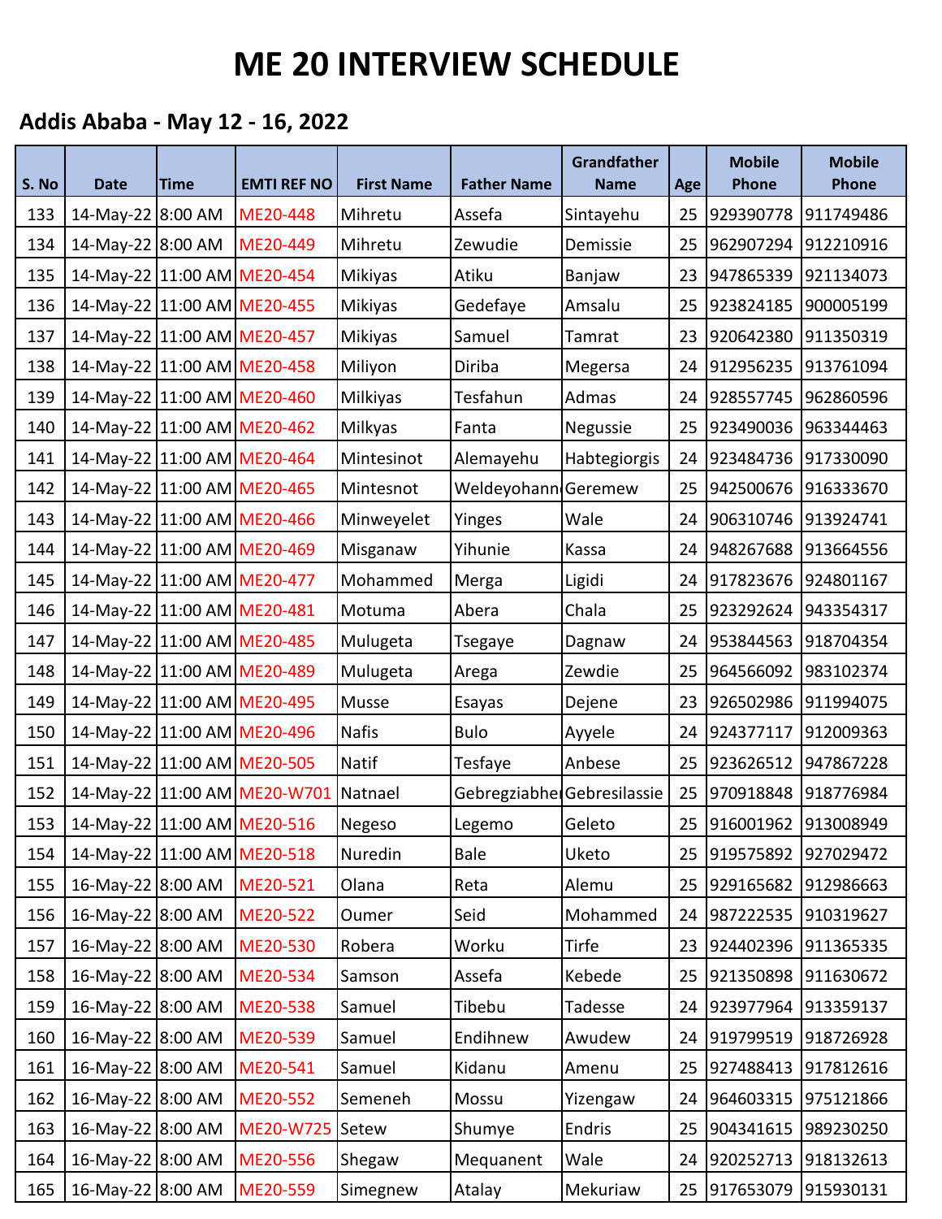# ME 20 INTERVIEW SCHEDULE

## Addis Ababa - May 12 - 16, 2022

| S. No | Date | Time | EMTI REF NO | First Name | Father Name | Grandfather Name | Age | Mobile Phone | Mobile Phone |
|---|---|---|---|---|---|---|---|---|---|
| 133 | 14-May-22 | 8:00 AM | ME20-448 | Mihretu | Assefa | Sintayehu | 25 | 929390778 | 911749486 |
| 134 | 14-May-22 | 8:00 AM | ME20-449 | Mihretu | Zewudie | Demissie | 25 | 962907294 | 912210916 |
| 135 | 14-May-22 | 11:00 AM | ME20-454 | Mikiyas | Atiku | Banjaw | 23 | 947865339 | 921134073 |
| 136 | 14-May-22 | 11:00 AM | ME20-455 | Mikiyas | Gedefaye | Amsalu | 25 | 923824185 | 900005199 |
| 137 | 14-May-22 | 11:00 AM | ME20-457 | Mikiyas | Samuel | Tamrat | 23 | 920642380 | 911350319 |
| 138 | 14-May-22 | 11:00 AM | ME20-458 | Miliyon | Diriba | Megersa | 24 | 912956235 | 913761094 |
| 139 | 14-May-22 | 11:00 AM | ME20-460 | Milkiyas | Tesfahun | Admas | 24 | 928557745 | 962860596 |
| 140 | 14-May-22 | 11:00 AM | ME20-462 | Milkyas | Fanta | Negussie | 25 | 923490036 | 963344463 |
| 141 | 14-May-22 | 11:00 AM | ME20-464 | Mintesinot | Alemayehu | Habtegiorgis | 24 | 923484736 | 917330090 |
| 142 | 14-May-22 | 11:00 AM | ME20-465 | Mintesnot | Weldeyohann | Geremew | 25 | 942500676 | 916333670 |
| 143 | 14-May-22 | 11:00 AM | ME20-466 | Minweyelet | Yinges | Wale | 24 | 906310746 | 913924741 |
| 144 | 14-May-22 | 11:00 AM | ME20-469 | Misganaw | Yihunie | Kassa | 24 | 948267688 | 913664556 |
| 145 | 14-May-22 | 11:00 AM | ME20-477 | Mohammed | Merga | Ligidi | 24 | 917823676 | 924801167 |
| 146 | 14-May-22 | 11:00 AM | ME20-481 | Motuma | Abera | Chala | 25 | 923292624 | 943354317 |
| 147 | 14-May-22 | 11:00 AM | ME20-485 | Mulugeta | Tsegaye | Dagnaw | 24 | 953844563 | 918704354 |
| 148 | 14-May-22 | 11:00 AM | ME20-489 | Mulugeta | Arega | Zewdie | 25 | 964566092 | 983102374 |
| 149 | 14-May-22 | 11:00 AM | ME20-495 | Musse | Esayas | Dejene | 23 | 926502986 | 911994075 |
| 150 | 14-May-22 | 11:00 AM | ME20-496 | Nafis | Bulo | Ayyele | 24 | 924377117 | 912009363 |
| 151 | 14-May-22 | 11:00 AM | ME20-505 | Natif | Tesfaye | Anbese | 25 | 923626512 | 947867228 |
| 152 | 14-May-22 | 11:00 AM | ME20-W701 | Natnael | Gebregziabher | Gebresilassie | 25 | 970918848 | 918776984 |
| 153 | 14-May-22 | 11:00 AM | ME20-516 | Negeso | Legemo | Geleto | 25 | 916001962 | 913008949 |
| 154 | 14-May-22 | 11:00 AM | ME20-518 | Nuredin | Bale | Uketo | 25 | 919575892 | 927029472 |
| 155 | 16-May-22 | 8:00 AM | ME20-521 | Olana | Reta | Alemu | 25 | 929165682 | 912986663 |
| 156 | 16-May-22 | 8:00 AM | ME20-522 | Oumer | Seid | Mohammed | 24 | 987222535 | 910319627 |
| 157 | 16-May-22 | 8:00 AM | ME20-530 | Robera | Worku | Tirfe | 23 | 924402396 | 911365335 |
| 158 | 16-May-22 | 8:00 AM | ME20-534 | Samson | Assefa | Kebede | 25 | 921350898 | 911630672 |
| 159 | 16-May-22 | 8:00 AM | ME20-538 | Samuel | Tibebu | Tadesse | 24 | 923977964 | 913359137 |
| 160 | 16-May-22 | 8:00 AM | ME20-539 | Samuel | Endihnew | Awudew | 24 | 919799519 | 918726928 |
| 161 | 16-May-22 | 8:00 AM | ME20-541 | Samuel | Kidanu | Amenu | 25 | 927488413 | 917812616 |
| 162 | 16-May-22 | 8:00 AM | ME20-552 | Semeneh | Mossu | Yizengaw | 24 | 964603315 | 975121866 |
| 163 | 16-May-22 | 8:00 AM | ME20-W725 | Setew | Shumye | Endris | 25 | 904341615 | 989230250 |
| 164 | 16-May-22 | 8:00 AM | ME20-556 | Shegaw | Mequanent | Wale | 24 | 920252713 | 918132613 |
| 165 | 16-May-22 | 8:00 AM | ME20-559 | Simegnew | Atalay | Mekuriaw | 25 | 917653079 | 915930131 |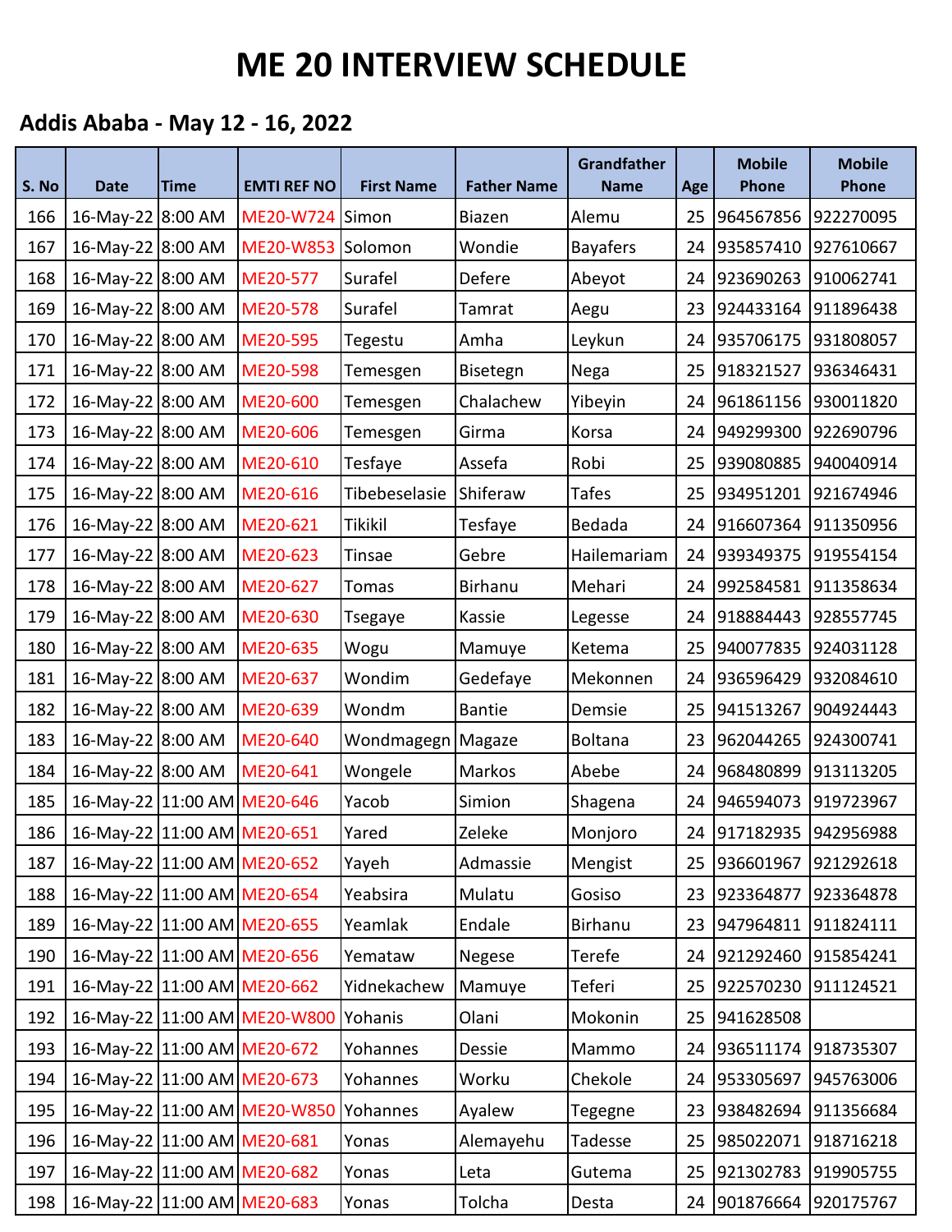# ME 20 INTERVIEW SCHEDULE

## Addis Ababa - May 12 - 16, 2022

| S. No | Date | Time | EMTI REF NO | First Name | Father Name | Grandfather Name | Age | Mobile Phone | Mobile Phone |
|---|---|---|---|---|---|---|---|---|---|
| 166 | 16-May-22 | 8:00 AM | ME20-W724 | Simon | Biazen | Alemu | 25 | 964567856 | 922270095 |
| 167 | 16-May-22 | 8:00 AM | ME20-W853 | Solomon | Wondie | Bayafers | 24 | 935857410 | 927610667 |
| 168 | 16-May-22 | 8:00 AM | ME20-577 | Surafel | Defere | Abeyot | 24 | 923690263 | 910062741 |
| 169 | 16-May-22 | 8:00 AM | ME20-578 | Surafel | Tamrat | Aegu | 23 | 924433164 | 911896438 |
| 170 | 16-May-22 | 8:00 AM | ME20-595 | Tegestu | Amha | Leykun | 24 | 935706175 | 931808057 |
| 171 | 16-May-22 | 8:00 AM | ME20-598 | Temesgen | Bisetegn | Nega | 25 | 918321527 | 936346431 |
| 172 | 16-May-22 | 8:00 AM | ME20-600 | Temesgen | Chalachew | Yibeyin | 24 | 961861156 | 930011820 |
| 173 | 16-May-22 | 8:00 AM | ME20-606 | Temesgen | Girma | Korsa | 24 | 949299300 | 922690796 |
| 174 | 16-May-22 | 8:00 AM | ME20-610 | Tesfaye | Assefa | Robi | 25 | 939080885 | 940040914 |
| 175 | 16-May-22 | 8:00 AM | ME20-616 | Tibebeselasie | Shiferaw | Tafes | 25 | 934951201 | 921674946 |
| 176 | 16-May-22 | 8:00 AM | ME20-621 | Tikikil | Tesfaye | Bedada | 24 | 916607364 | 911350956 |
| 177 | 16-May-22 | 8:00 AM | ME20-623 | Tinsae | Gebre | Hailemariam | 24 | 939349375 | 919554154 |
| 178 | 16-May-22 | 8:00 AM | ME20-627 | Tomas | Birhanu | Mehari | 24 | 992584581 | 911358634 |
| 179 | 16-May-22 | 8:00 AM | ME20-630 | Tsegaye | Kassie | Legesse | 24 | 918884443 | 928557745 |
| 180 | 16-May-22 | 8:00 AM | ME20-635 | Wogu | Mamuye | Ketema | 25 | 940077835 | 924031128 |
| 181 | 16-May-22 | 8:00 AM | ME20-637 | Wondim | Gedefaye | Mekonnen | 24 | 936596429 | 932084610 |
| 182 | 16-May-22 | 8:00 AM | ME20-639 | Wondm | Bantie | Demsie | 25 | 941513267 | 904924443 |
| 183 | 16-May-22 | 8:00 AM | ME20-640 | Wondmagegn | Magaze | Boltana | 23 | 962044265 | 924300741 |
| 184 | 16-May-22 | 8:00 AM | ME20-641 | Wongele | Markos | Abebe | 24 | 968480899 | 913113205 |
| 185 | 16-May-22 | 11:00 AM | ME20-646 | Yacob | Simion | Shagena | 24 | 946594073 | 919723967 |
| 186 | 16-May-22 | 11:00 AM | ME20-651 | Yared | Zeleke | Monjoro | 24 | 917182935 | 942956988 |
| 187 | 16-May-22 | 11:00 AM | ME20-652 | Yayeh | Admassie | Mengist | 25 | 936601967 | 921292618 |
| 188 | 16-May-22 | 11:00 AM | ME20-654 | Yeabsira | Mulatu | Gosiso | 23 | 923364877 | 923364878 |
| 189 | 16-May-22 | 11:00 AM | ME20-655 | Yeamlak | Endale | Birhanu | 23 | 947964811 | 911824111 |
| 190 | 16-May-22 | 11:00 AM | ME20-656 | Yemataw | Negese | Terefe | 24 | 921292460 | 915854241 |
| 191 | 16-May-22 | 11:00 AM | ME20-662 | Yidnekachew | Mamuye | Teferi | 25 | 922570230 | 911124521 |
| 192 | 16-May-22 | 11:00 AM | ME20-W800 | Yohanis | Olani | Mokonin | 25 | 941628508 | |
| 193 | 16-May-22 | 11:00 AM | ME20-672 | Yohannes | Dessie | Mammo | 24 | 936511174 | 918735307 |
| 194 | 16-May-22 | 11:00 AM | ME20-673 | Yohannes | Worku | Chekole | 24 | 953305697 | 945763006 |
| 195 | 16-May-22 | 11:00 AM | ME20-W850 | Yohannes | Ayalew | Tegegne | 23 | 938482694 | 911356684 |
| 196 | 16-May-22 | 11:00 AM | ME20-681 | Yonas | Alemayehu | Tadesse | 25 | 985022071 | 918716218 |
| 197 | 16-May-22 | 11:00 AM | ME20-682 | Yonas | Leta | Gutema | 25 | 921302783 | 919905755 |
| 198 | 16-May-22 | 11:00 AM | ME20-683 | Yonas | Tolcha | Desta | 24 | 901876664 | 920175767 |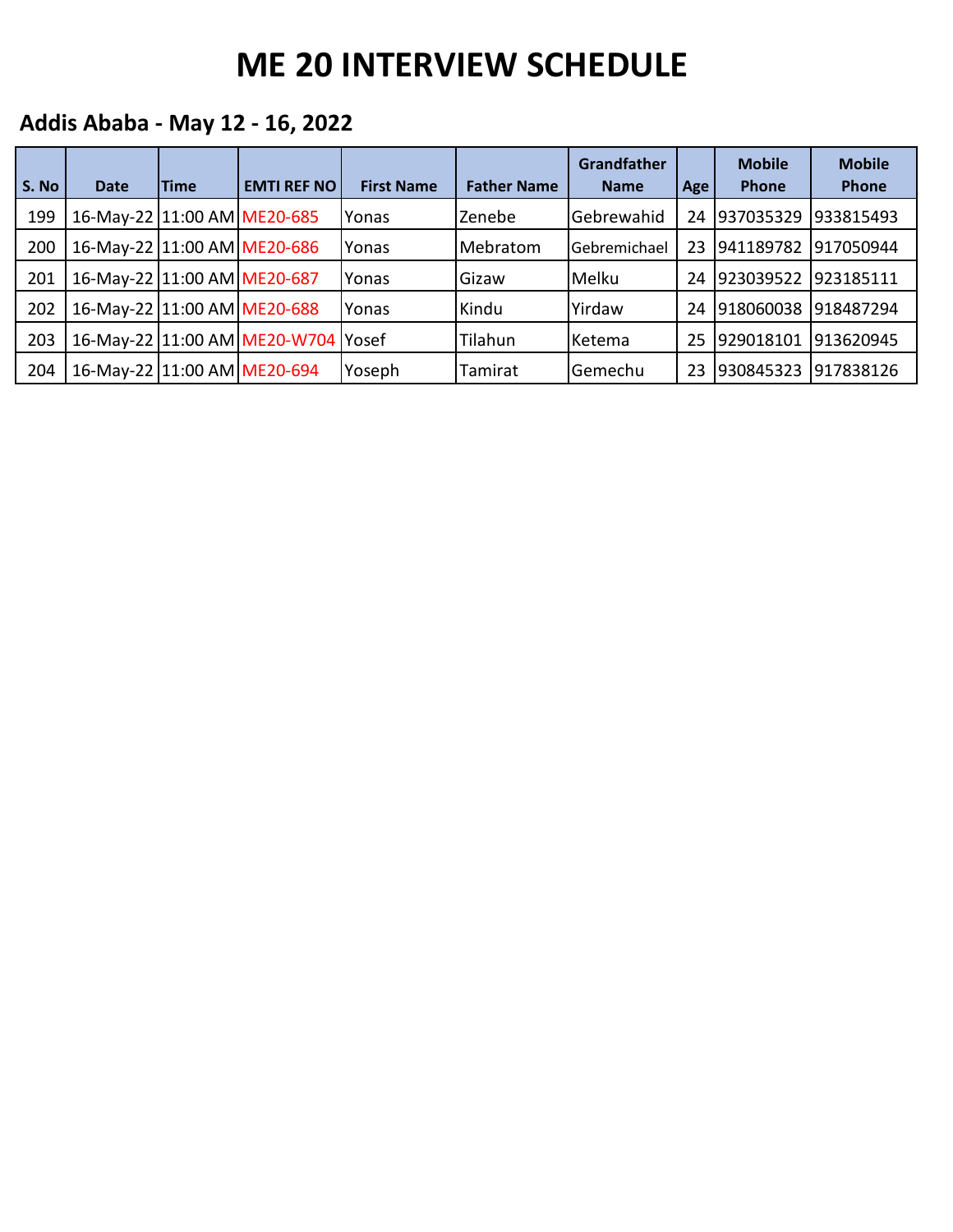# ME 20 INTERVIEW SCHEDULE

## Addis Ababa - May 12 - 16, 2022

| S. No | Date | Time | EMTI REF NO | First Name | Father Name | Grandfather Name | Age | Mobile Phone | Mobile Phone |
|---|---|---|---|---|---|---|---|---|---|
| 199 | 16-May-22 | 11:00 AM | ME20-685 | Yonas | Zenebe | Gebrewahid | 24 | 937035329 | 933815493 |
| 200 | 16-May-22 | 11:00 AM | ME20-686 | Yonas | Mebratom | Gebremichael | 23 | 941189782 | 917050944 |
| 201 | 16-May-22 | 11:00 AM | ME20-687 | Yonas | Gizaw | Melku | 24 | 923039522 | 923185111 |
| 202 | 16-May-22 | 11:00 AM | ME20-688 | Yonas | Kindu | Yirdaw | 24 | 918060038 | 918487294 |
| 203 | 16-May-22 | 11:00 AM | ME20-W704 | Yosef | Tilahun | Ketema | 25 | 929018101 | 913620945 |
| 204 | 16-May-22 | 11:00 AM | ME20-694 | Yoseph | Tamirat | Gemechu | 23 | 930845323 | 917838126 |